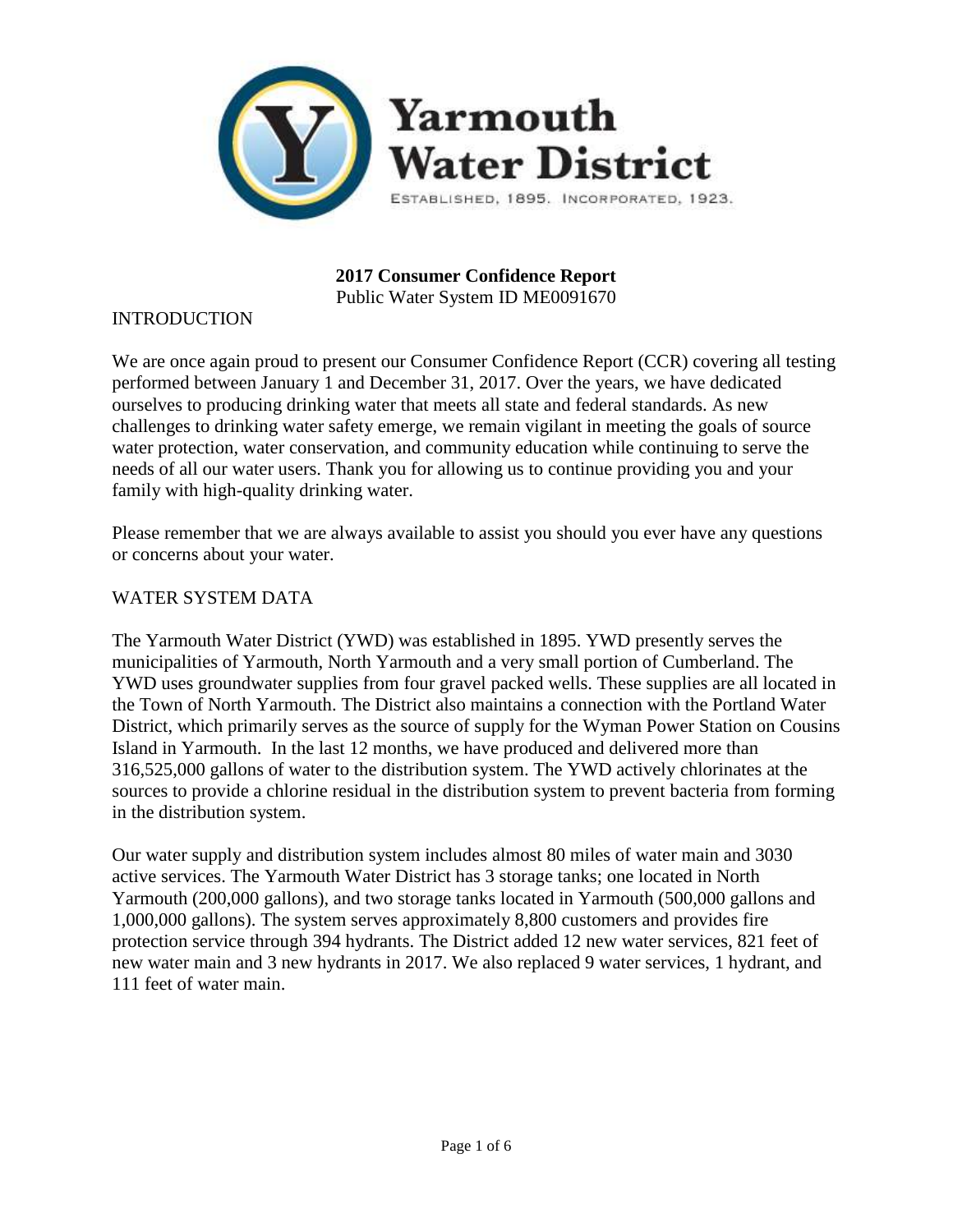# Yarmouth Water District

ESTABLISHED, 1895. INCORPORATED, 1923.

**2017 Consumer Confidence Report**
Public Water System ID ME0091670

## INTRODUCTION

We are once again proud to present our Consumer Confidence Report (CCR) covering all testing performed between January 1 and December 31, 2017. Over the years, we have dedicated ourselves to producing drinking water that meets all state and federal standards. As new challenges to drinking water safety emerge, we remain vigilant in meeting the goals of source water protection, water conservation, and community education while continuing to serve the needs of all our water users. Thank you for allowing us to continue providing you and your family with high-quality drinking water.

Please remember that we are always available to assist you should you ever have any questions or concerns about your water.

## WATER SYSTEM DATA

The Yarmouth Water District (YWD) was established in 1895. YWD presently serves the municipalities of Yarmouth, North Yarmouth and a very small portion of Cumberland. The YWD uses groundwater supplies from four gravel packed wells. These supplies are all located in the Town of North Yarmouth. The District also maintains a connection with the Portland Water District, which primarily serves as the source of supply for the Wyman Power Station on Cousins Island in Yarmouth. In the last 12 months, we have produced and delivered more than 316,525,000 gallons of water to the distribution system. The YWD actively chlorinates at the sources to provide a chlorine residual in the distribution system to prevent bacteria from forming in the distribution system.

Our water supply and distribution system includes almost 80 miles of water main and 3030 active services. The Yarmouth Water District has 3 storage tanks; one located in North Yarmouth (200,000 gallons), and two storage tanks located in Yarmouth (500,000 gallons and 1,000,000 gallons). The system serves approximately 8,800 customers and provides fire protection service through 394 hydrants. The District added 12 new water services, 821 feet of new water main and 3 new hydrants in 2017. We also replaced 9 water services, 1 hydrant, and 111 feet of water main.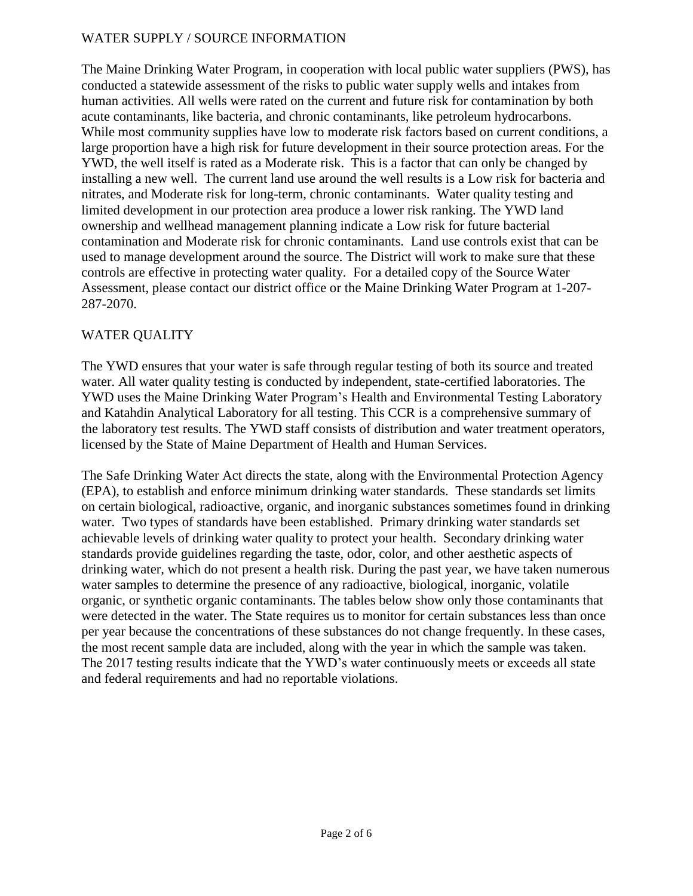## WATER SUPPLY / SOURCE INFORMATION

The Maine Drinking Water Program, in cooperation with local public water suppliers (PWS), has conducted a statewide assessment of the risks to public water supply wells and intakes from human activities. All wells were rated on the current and future risk for contamination by both acute contaminants, like bacteria, and chronic contaminants, like petroleum hydrocarbons. While most community supplies have low to moderate risk factors based on current conditions, a large proportion have a high risk for future development in their source protection areas. For the YWD, the well itself is rated as a Moderate risk. This is a factor that can only be changed by installing a new well. The current land use around the well results is a Low risk for bacteria and nitrates, and Moderate risk for long-term, chronic contaminants. Water quality testing and limited development in our protection area produce a lower risk ranking. The YWD land ownership and wellhead management planning indicate a Low risk for future bacterial contamination and Moderate risk for chronic contaminants. Land use controls exist that can be used to manage development around the source. The District will work to make sure that these controls are effective in protecting water quality. For a detailed copy of the Source Water Assessment, please contact our district office or the Maine Drinking Water Program at 1-207-287-2070.

## WATER QUALITY

The YWD ensures that your water is safe through regular testing of both its source and treated water. All water quality testing is conducted by independent, state-certified laboratories. The YWD uses the Maine Drinking Water Program's Health and Environmental Testing Laboratory and Katahdin Analytical Laboratory for all testing. This CCR is a comprehensive summary of the laboratory test results. The YWD staff consists of distribution and water treatment operators, licensed by the State of Maine Department of Health and Human Services.

The Safe Drinking Water Act directs the state, along with the Environmental Protection Agency (EPA), to establish and enforce minimum drinking water standards. These standards set limits on certain biological, radioactive, organic, and inorganic substances sometimes found in drinking water. Two types of standards have been established. Primary drinking water standards set achievable levels of drinking water quality to protect your health. Secondary drinking water standards provide guidelines regarding the taste, odor, color, and other aesthetic aspects of drinking water, which do not present a health risk. During the past year, we have taken numerous water samples to determine the presence of any radioactive, biological, inorganic, volatile organic, or synthetic organic contaminants. The tables below show only those contaminants that were detected in the water. The State requires us to monitor for certain substances less than once per year because the concentrations of these substances do not change frequently. In these cases, the most recent sample data are included, along with the year in which the sample was taken. The 2017 testing results indicate that the YWD's water continuously meets or exceeds all state and federal requirements and had no reportable violations.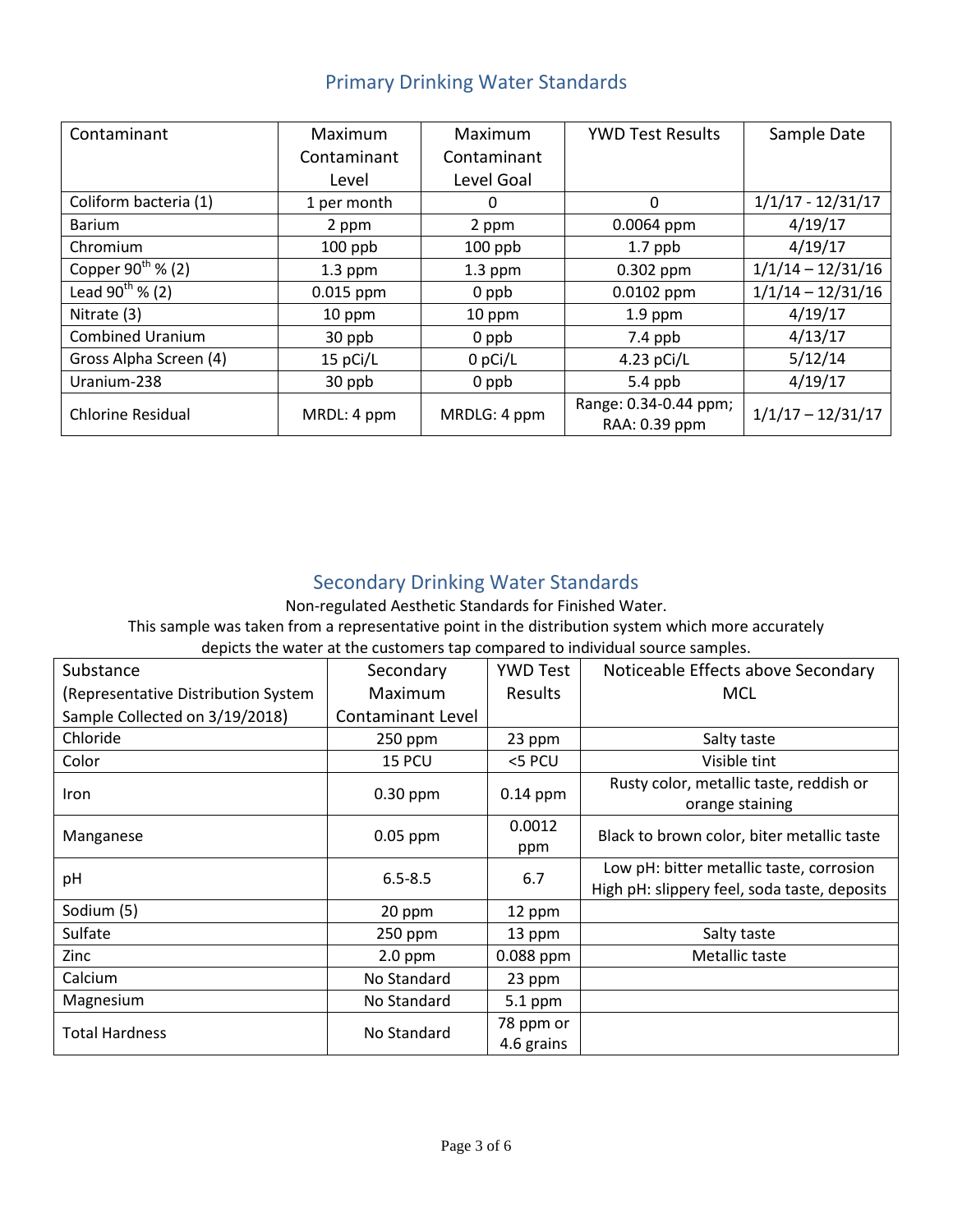## Primary Drinking Water Standards

| Contaminant | Maximum Contaminant Level | Maximum Contaminant Level Goal | YWD Test Results | Sample Date |
|---|---|---|---|---|
| Coliform bacteria (1) | 1 per month | 0 | 0 | 1/1/17 - 12/31/17 |
| Barium | 2 ppm | 2 ppm | 0.0064 ppm | 4/19/17 |
| Chromium | 100 ppb | 100 ppb | 1.7 ppb | 4/19/17 |
| Copper $90^{th}$ % (2) | 1.3 ppm | 1.3 ppm | 0.302 ppm | 1/1/14 – 12/31/16 |
| Lead $90^{th}$ % (2) | 0.015 ppm | 0 ppb | 0.0102 ppm | 1/1/14 – 12/31/16 |
| Nitrate (3) | 10 ppm | 10 ppm | 1.9 ppm | 4/19/17 |
| Combined Uranium | 30 ppb | 0 ppb | 7.4 ppb | 4/13/17 |
| Gross Alpha Screen (4) | 15 pCi/L | 0 pCi/L | 4.23 pCi/L | 5/12/14 |
| Uranium-238 | 30 ppb | 0 ppb | 5.4 ppb | 4/19/17 |
| Chlorine Residual | MRDL: 4 ppm | MRDLG: 4 ppm | Range: 0.34-0.44 ppm; RAA: 0.39 ppm | 1/1/17 – 12/31/17 |

## Secondary Drinking Water Standards

Non-regulated Aesthetic Standards for Finished Water.

This sample was taken from a representative point in the distribution system which more accurately depicts the water at the customers tap compared to individual source samples.

| Substance (Representative Distribution System Sample Collected on 3/19/2018) | Secondary Maximum Contaminant Level | YWD Test Results | Noticeable Effects above Secondary MCL |
|---|---|---|---|
| Chloride | 250 ppm | 23 ppm | Salty taste |
| Color | 15 PCU | <5 PCU | Visible tint |
| Iron | 0.30 ppm | 0.14 ppm | Rusty color, metallic taste, reddish or orange staining |
| Manganese | 0.05 ppm | 0.0012 ppm | Black to brown color, biter metallic taste |
| pH | 6.5-8.5 | 6.7 | Low pH: bitter metallic taste, corrosion<br>High pH: slippery feel, soda taste, deposits |
| Sodium (5) | 20 ppm | 12 ppm | |
| Sulfate | 250 ppm | 13 ppm | Salty taste |
| Zinc | 2.0 ppm | 0.088 ppm | Metallic taste |
| Calcium | No Standard | 23 ppm | |
| Magnesium | No Standard | 5.1 ppm | |
| Total Hardness | No Standard | 78 ppm or 4.6 grains | |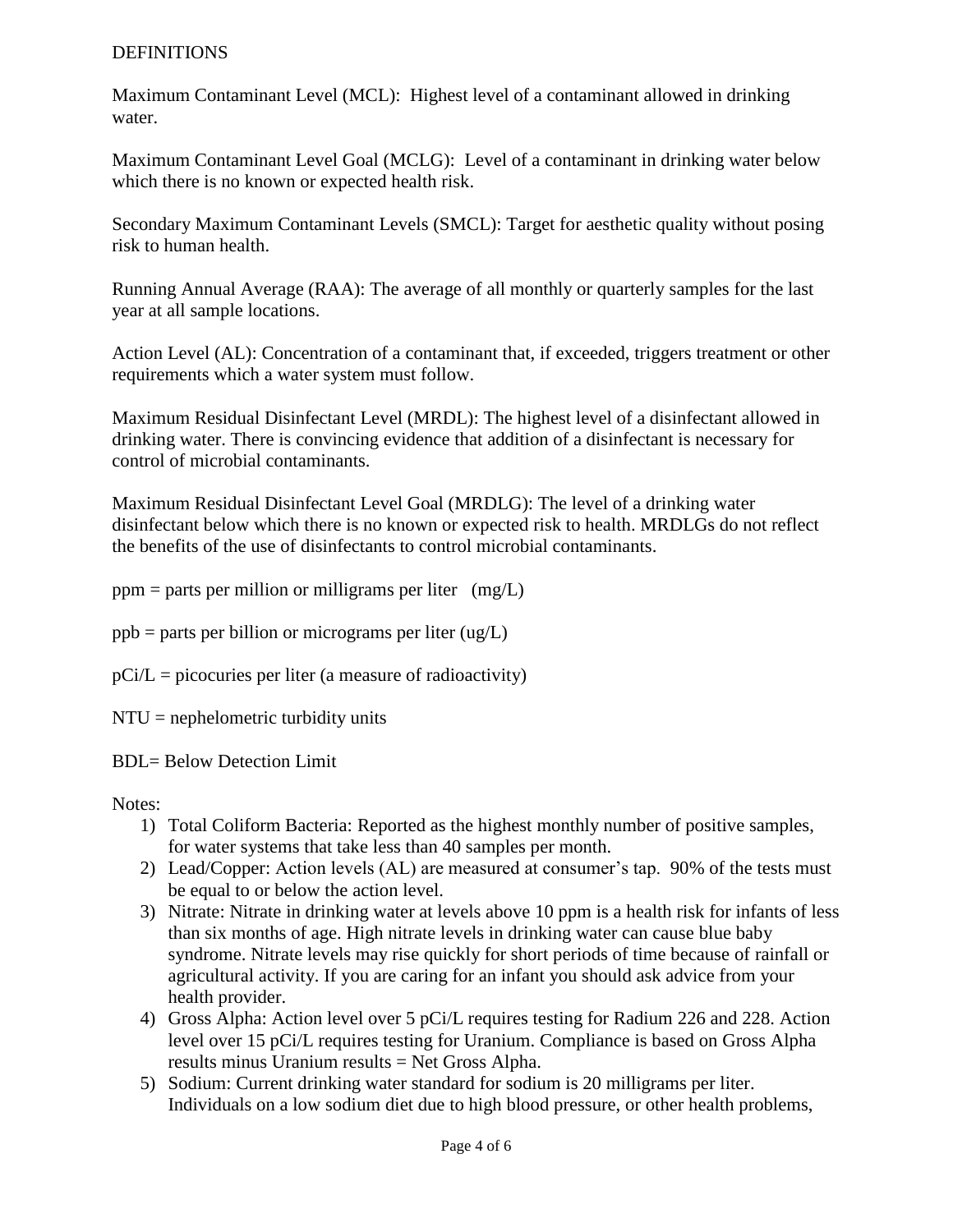## DEFINITIONS

Maximum Contaminant Level (MCL): Highest level of a contaminant allowed in drinking water.

Maximum Contaminant Level Goal (MCLG): Level of a contaminant in drinking water below which there is no known or expected health risk.

Secondary Maximum Contaminant Levels (SMCL): Target for aesthetic quality without posing risk to human health.

Running Annual Average (RAA): The average of all monthly or quarterly samples for the last year at all sample locations.

Action Level (AL): Concentration of a contaminant that, if exceeded, triggers treatment or other requirements which a water system must follow.

Maximum Residual Disinfectant Level (MRDL): The highest level of a disinfectant allowed in drinking water. There is convincing evidence that addition of a disinfectant is necessary for control of microbial contaminants.

Maximum Residual Disinfectant Level Goal (MRDLG): The level of a drinking water disinfectant below which there is no known or expected risk to health. MRDLGs do not reflect the benefits of the use of disinfectants to control microbial contaminants.

ppm = parts per million or milligrams per liter (mg/L)

ppb = parts per billion or micrograms per liter (ug/L)

pCi/L = picocuries per liter (a measure of radioactivity)

NTU = nephelometric turbidity units

BDL= Below Detection Limit

Notes:

1) Total Coliform Bacteria: Reported as the highest monthly number of positive samples, for water systems that take less than 40 samples per month.
2) Lead/Copper: Action levels (AL) are measured at consumer's tap. 90% of the tests must be equal to or below the action level.
3) Nitrate: Nitrate in drinking water at levels above 10 ppm is a health risk for infants of less than six months of age. High nitrate levels in drinking water can cause blue baby syndrome. Nitrate levels may rise quickly for short periods of time because of rainfall or agricultural activity. If you are caring for an infant you should ask advice from your health provider.
4) Gross Alpha: Action level over 5 pCi/L requires testing for Radium 226 and 228. Action level over 15 pCi/L requires testing for Uranium. Compliance is based on Gross Alpha results minus Uranium results = Net Gross Alpha.
5) Sodium: Current drinking water standard for sodium is 20 milligrams per liter. Individuals on a low sodium diet due to high blood pressure, or other health problems,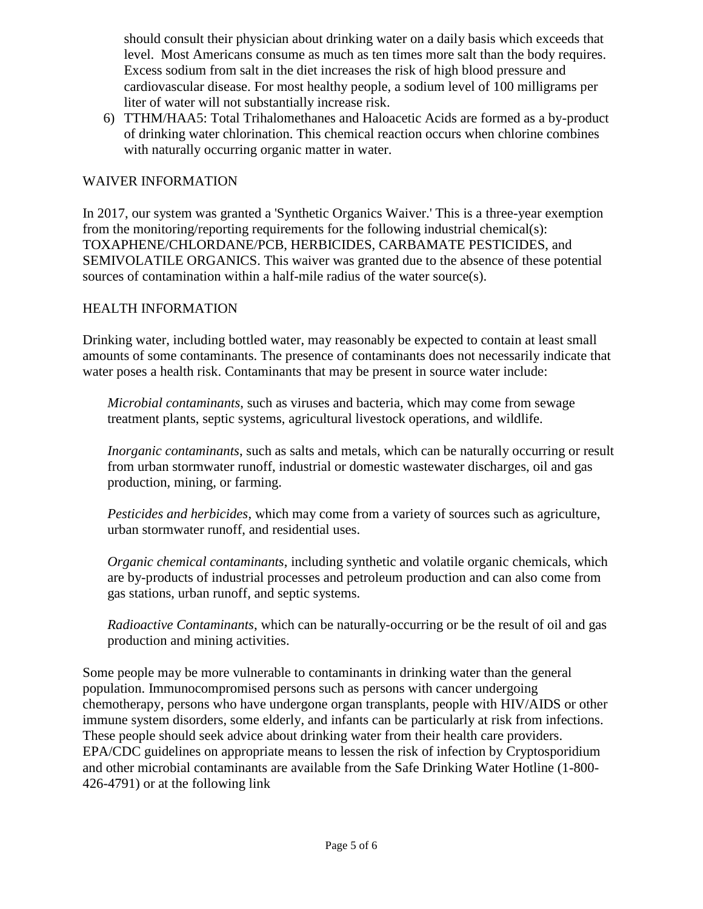should consult their physician about drinking water on a daily basis which exceeds that level. Most Americans consume as much as ten times more salt than the body requires. Excess sodium from salt in the diet increases the risk of high blood pressure and cardiovascular disease. For most healthy people, a sodium level of 100 milligrams per liter of water will not substantially increase risk.

6) TTHM/HAA5: Total Trihalomethanes and Haloacetic Acids are formed as a by-product of drinking water chlorination. This chemical reaction occurs when chlorine combines with naturally occurring organic matter in water.

## WAIVER INFORMATION

In 2017, our system was granted a 'Synthetic Organics Waiver.' This is a three-year exemption from the monitoring/reporting requirements for the following industrial chemical(s): TOXAPHENE/CHLORDANE/PCB, HERBICIDES, CARBAMATE PESTICIDES, and SEMIVOLATILE ORGANICS. This waiver was granted due to the absence of these potential sources of contamination within a half-mile radius of the water source(s).

## HEALTH INFORMATION

Drinking water, including bottled water, may reasonably be expected to contain at least small amounts of some contaminants. The presence of contaminants does not necessarily indicate that water poses a health risk. Contaminants that may be present in source water include:

*Microbial contaminants*, such as viruses and bacteria, which may come from sewage treatment plants, septic systems, agricultural livestock operations, and wildlife.

*Inorganic contaminants*, such as salts and metals, which can be naturally occurring or result from urban stormwater runoff, industrial or domestic wastewater discharges, oil and gas production, mining, or farming.

*Pesticides and herbicides*, which may come from a variety of sources such as agriculture, urban stormwater runoff, and residential uses.

*Organic chemical contaminants*, including synthetic and volatile organic chemicals, which are by-products of industrial processes and petroleum production and can also come from gas stations, urban runoff, and septic systems.

*Radioactive Contaminants*, which can be naturally-occurring or be the result of oil and gas production and mining activities.

Some people may be more vulnerable to contaminants in drinking water than the general population. Immunocompromised persons such as persons with cancer undergoing chemotherapy, persons who have undergone organ transplants, people with HIV/AIDS or other immune system disorders, some elderly, and infants can be particularly at risk from infections. These people should seek advice about drinking water from their health care providers. EPA/CDC guidelines on appropriate means to lessen the risk of infection by Cryptosporidium and other microbial contaminants are available from the Safe Drinking Water Hotline (1-800-426-4791) or at the following link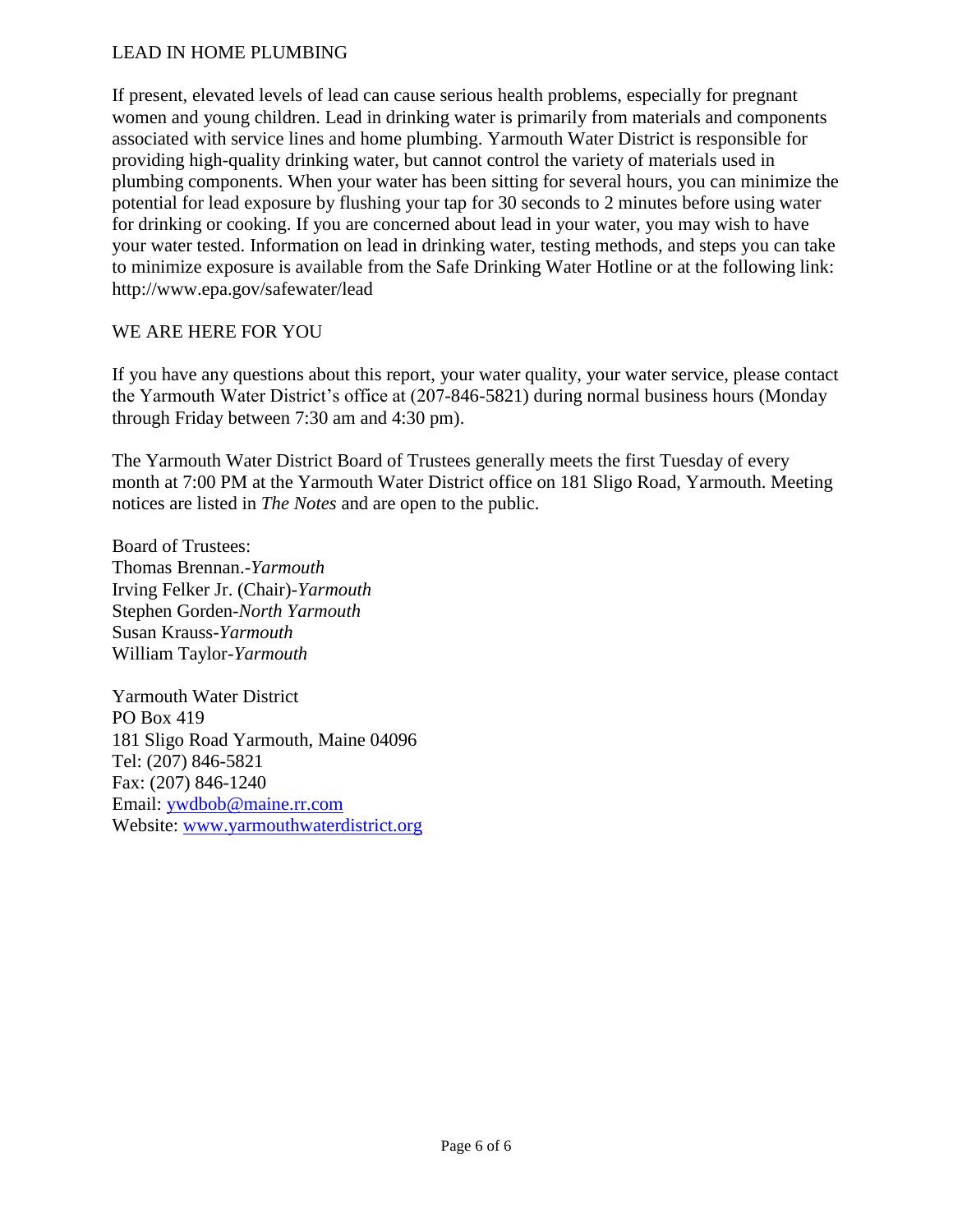## LEAD IN HOME PLUMBING

If present, elevated levels of lead can cause serious health problems, especially for pregnant women and young children. Lead in drinking water is primarily from materials and components associated with service lines and home plumbing. Yarmouth Water District is responsible for providing high-quality drinking water, but cannot control the variety of materials used in plumbing components. When your water has been sitting for several hours, you can minimize the potential for lead exposure by flushing your tap for 30 seconds to 2 minutes before using water for drinking or cooking. If you are concerned about lead in your water, you may wish to have your water tested. Information on lead in drinking water, testing methods, and steps you can take to minimize exposure is available from the Safe Drinking Water Hotline or at the following link: http://www.epa.gov/safewater/lead

## WE ARE HERE FOR YOU

If you have any questions about this report, your water quality, your water service, please contact the Yarmouth Water District's office at (207-846-5821) during normal business hours (Monday through Friday between 7:30 am and 4:30 pm).

The Yarmouth Water District Board of Trustees generally meets the first Tuesday of every month at 7:00 PM at the Yarmouth Water District office on 181 Sligo Road, Yarmouth. Meeting notices are listed in *The Notes* and are open to the public.

Board of Trustees:
Thomas Brennan.-*Yarmouth*
Irving Felker Jr. (Chair)-*Yarmouth*
Stephen Gorden-*North Yarmouth*
Susan Krauss-*Yarmouth*
William Taylor-*Yarmouth*

Yarmouth Water District
PO Box 419
181 Sligo Road Yarmouth, Maine 04096
Tel: (207) 846-5821
Fax: (207) 846-1240
Email: ywdbob@maine.rr.com
Website: www.yarmouthwaterdistrict.org